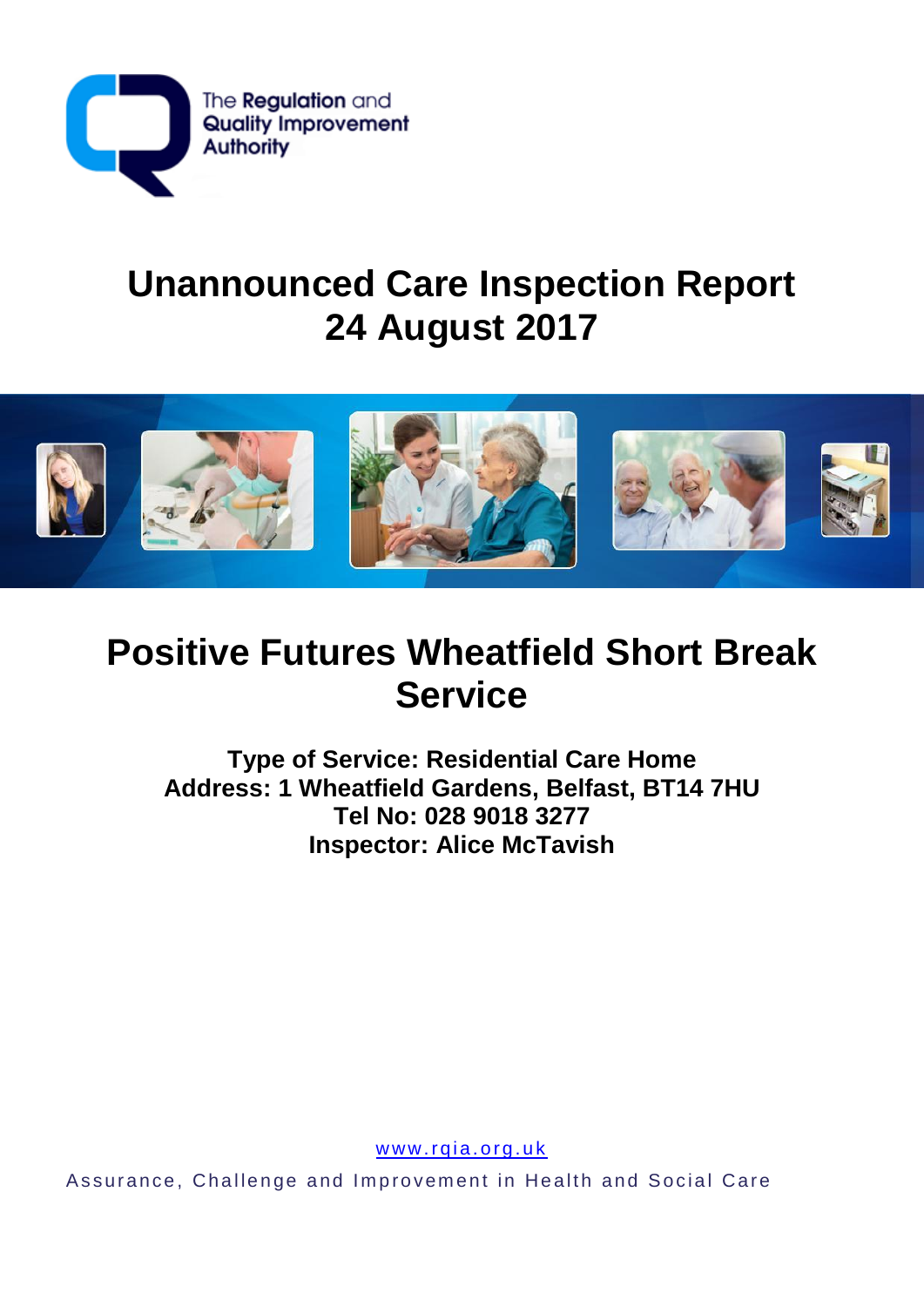The Regulation and Quality Improvement Authority

# Unannounced Care Inspection Report
# 24 August 2017

# Positive Futures Wheatfield Short Break Service

**Type of Service: Residential Care Home**
**Address: 1 Wheatfield Gardens, Belfast, BT14 7HU**
**Tel No: 028 9018 3277**
**Inspector: Alice McTavish**

www.rqia.org.uk

Assurance, Challenge and Improvement in Health and Social Care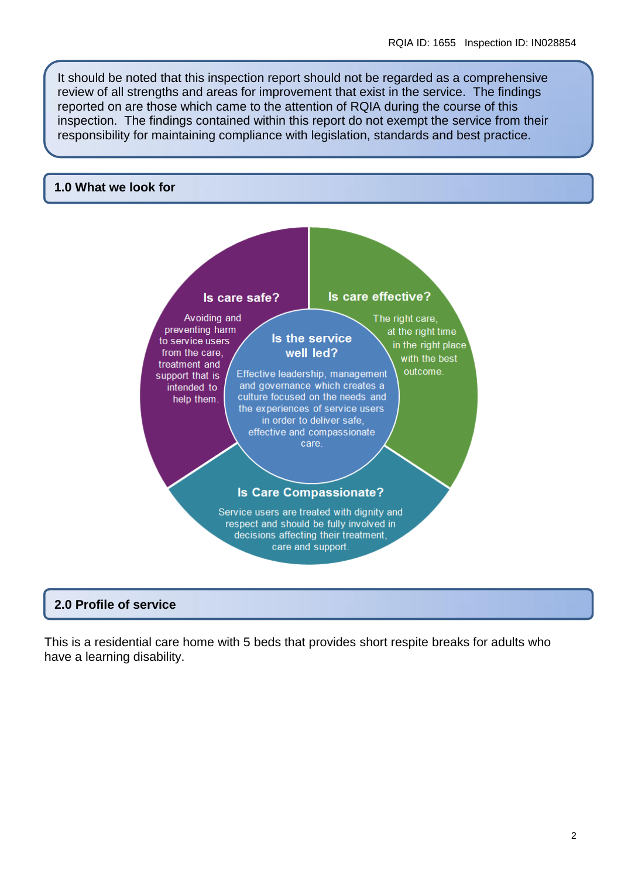It should be noted that this inspection report should not be regarded as a comprehensive review of all strengths and areas for improvement that exist in the service. The findings reported on are those which came to the attention of RQIA during the course of this inspection. The findings contained within this report do not exempt the service from their responsibility for maintaining compliance with legislation, standards and best practice.

## 1.0 What we look for

**Is care safe?**

Avoiding and preventing harm to service users from the care, treatment and support that is intended to help them.

**Is care effective?**

The right care, at the right time in the right place with the best outcome.

**Is the service well led?**

Effective leadership, management and governance which creates a culture focused on the needs and the experiences of service users in order to deliver safe, effective and compassionate care.

**Is Care Compassionate?**

Service users are treated with dignity and respect and should be fully involved in decisions affecting their treatment, care and support.

## 2.0 Profile of service

This is a residential care home with 5 beds that provides short respite breaks for adults who have a learning disability.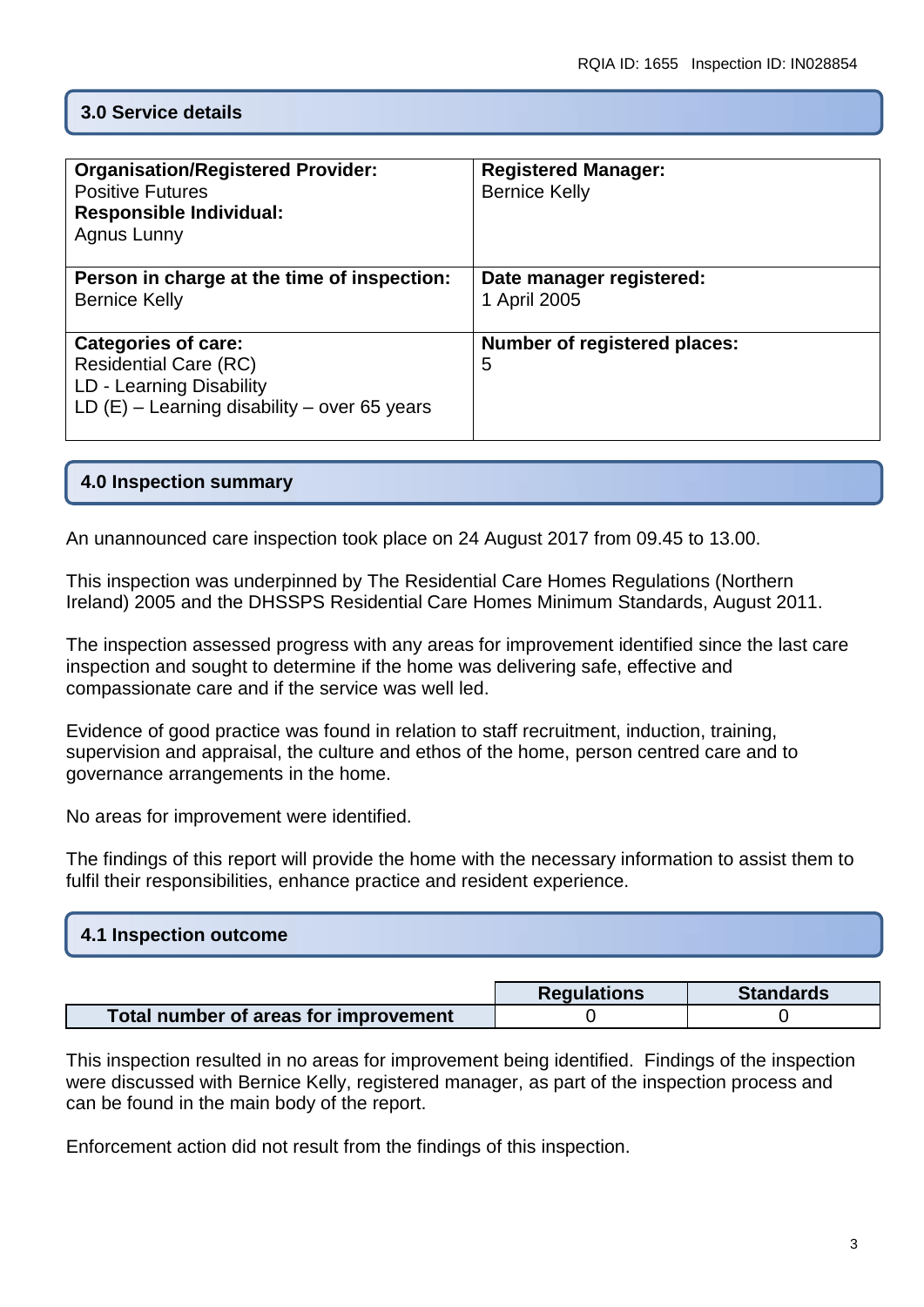## 3.0 Service details

| Organisation/Registered Provider: Positive Futures **Responsible Individual:** Agnus Lunny | **Registered Manager:** Bernice Kelly |
|---|---|
| **Person in charge at the time of inspection:** Bernice Kelly | **Date manager registered:** 1 April 2005 |
| **Categories of care:** Residential Care (RC) LD - Learning Disability LD (E) – Learning disability – over 65 years | **Number of registered places:** 5 |

## 4.0 Inspection summary

An unannounced care inspection took place on 24 August 2017 from 09.45 to 13.00.

This inspection was underpinned by The Residential Care Homes Regulations (Northern Ireland) 2005 and the DHSSPS Residential Care Homes Minimum Standards, August 2011.

The inspection assessed progress with any areas for improvement identified since the last care inspection and sought to determine if the home was delivering safe, effective and compassionate care and if the service was well led.

Evidence of good practice was found in relation to staff recruitment, induction, training, supervision and appraisal, the culture and ethos of the home, person centred care and to governance arrangements in the home.

No areas for improvement were identified.

The findings of this report will provide the home with the necessary information to assist them to fulfil their responsibilities, enhance practice and resident experience.

## 4.1 Inspection outcome

| | Regulations | Standards |
|---|---|---|
| **Total number of areas for improvement** | 0 | 0 |

This inspection resulted in no areas for improvement being identified. Findings of the inspection were discussed with Bernice Kelly, registered manager, as part of the inspection process and can be found in the main body of the report.

Enforcement action did not result from the findings of this inspection.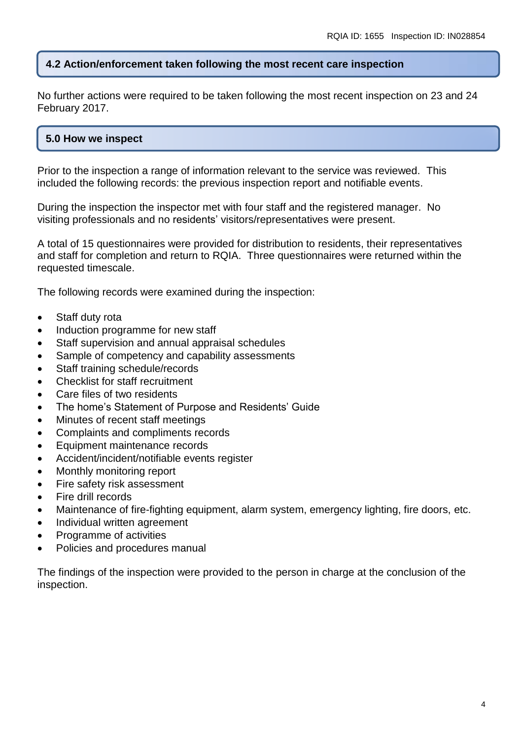## 4.2 Action/enforcement taken following the most recent care inspection

No further actions were required to be taken following the most recent inspection on 23 and 24 February 2017.

## 5.0 How we inspect

Prior to the inspection a range of information relevant to the service was reviewed. This included the following records: the previous inspection report and notifiable events.

During the inspection the inspector met with four staff and the registered manager. No visiting professionals and no residents' visitors/representatives were present.

A total of 15 questionnaires were provided for distribution to residents, their representatives and staff for completion and return to RQIA. Three questionnaires were returned within the requested timescale.

The following records were examined during the inspection:

- Staff duty rota
- Induction programme for new staff
- Staff supervision and annual appraisal schedules
- Sample of competency and capability assessments
- Staff training schedule/records
- Checklist for staff recruitment
- Care files of two residents
- The home's Statement of Purpose and Residents' Guide
- Minutes of recent staff meetings
- Complaints and compliments records
- Equipment maintenance records
- Accident/incident/notifiable events register
- Monthly monitoring report
- Fire safety risk assessment
- Fire drill records
- Maintenance of fire-fighting equipment, alarm system, emergency lighting, fire doors, etc.
- Individual written agreement
- Programme of activities
- Policies and procedures manual

The findings of the inspection were provided to the person in charge at the conclusion of the inspection.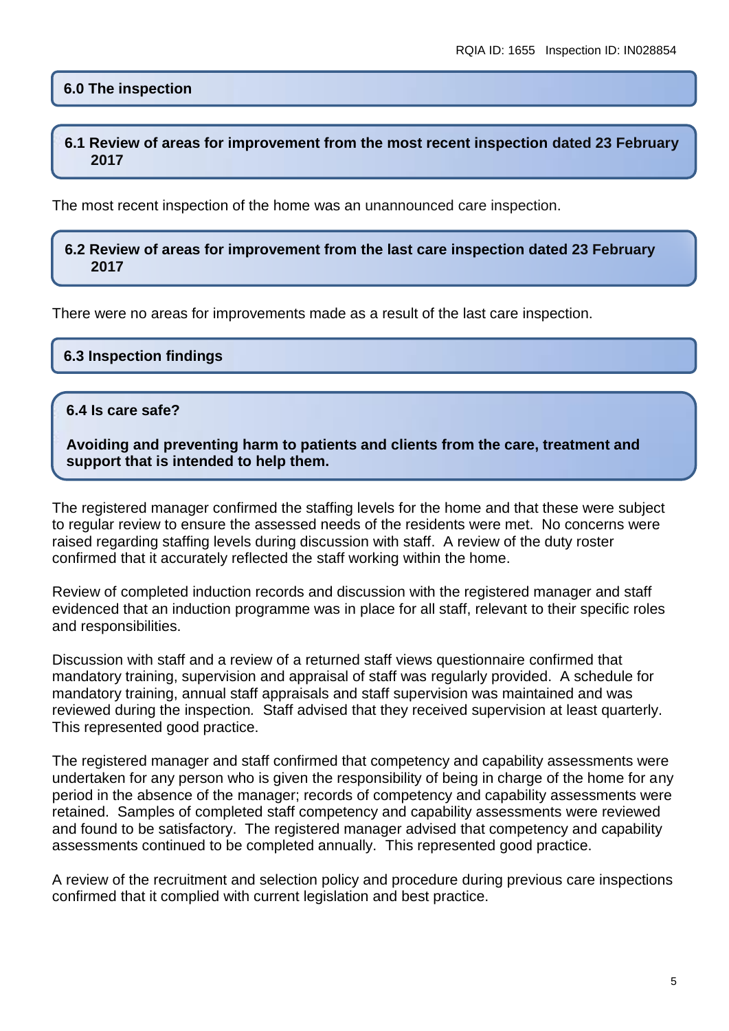## 6.0 The inspection

### 6.1 Review of areas for improvement from the most recent inspection dated 23 February 2017

The most recent inspection of the home was an unannounced care inspection.

### 6.2 Review of areas for improvement from the last care inspection dated 23 February 2017

There were no areas for improvements made as a result of the last care inspection.

## 6.3 Inspection findings

### 6.4 Is care safe?

**Avoiding and preventing harm to patients and clients from the care, treatment and support that is intended to help them.**

The registered manager confirmed the staffing levels for the home and that these were subject to regular review to ensure the assessed needs of the residents were met. No concerns were raised regarding staffing levels during discussion with staff. A review of the duty roster confirmed that it accurately reflected the staff working within the home.

Review of completed induction records and discussion with the registered manager and staff evidenced that an induction programme was in place for all staff, relevant to their specific roles and responsibilities.

Discussion with staff and a review of a returned staff views questionnaire confirmed that mandatory training, supervision and appraisal of staff was regularly provided. A schedule for mandatory training, annual staff appraisals and staff supervision was maintained and was reviewed during the inspection. Staff advised that they received supervision at least quarterly. This represented good practice.

The registered manager and staff confirmed that competency and capability assessments were undertaken for any person who is given the responsibility of being in charge of the home for any period in the absence of the manager; records of competency and capability assessments were retained. Samples of completed staff competency and capability assessments were reviewed and found to be satisfactory. The registered manager advised that competency and capability assessments continued to be completed annually. This represented good practice.

A review of the recruitment and selection policy and procedure during previous care inspections confirmed that it complied with current legislation and best practice.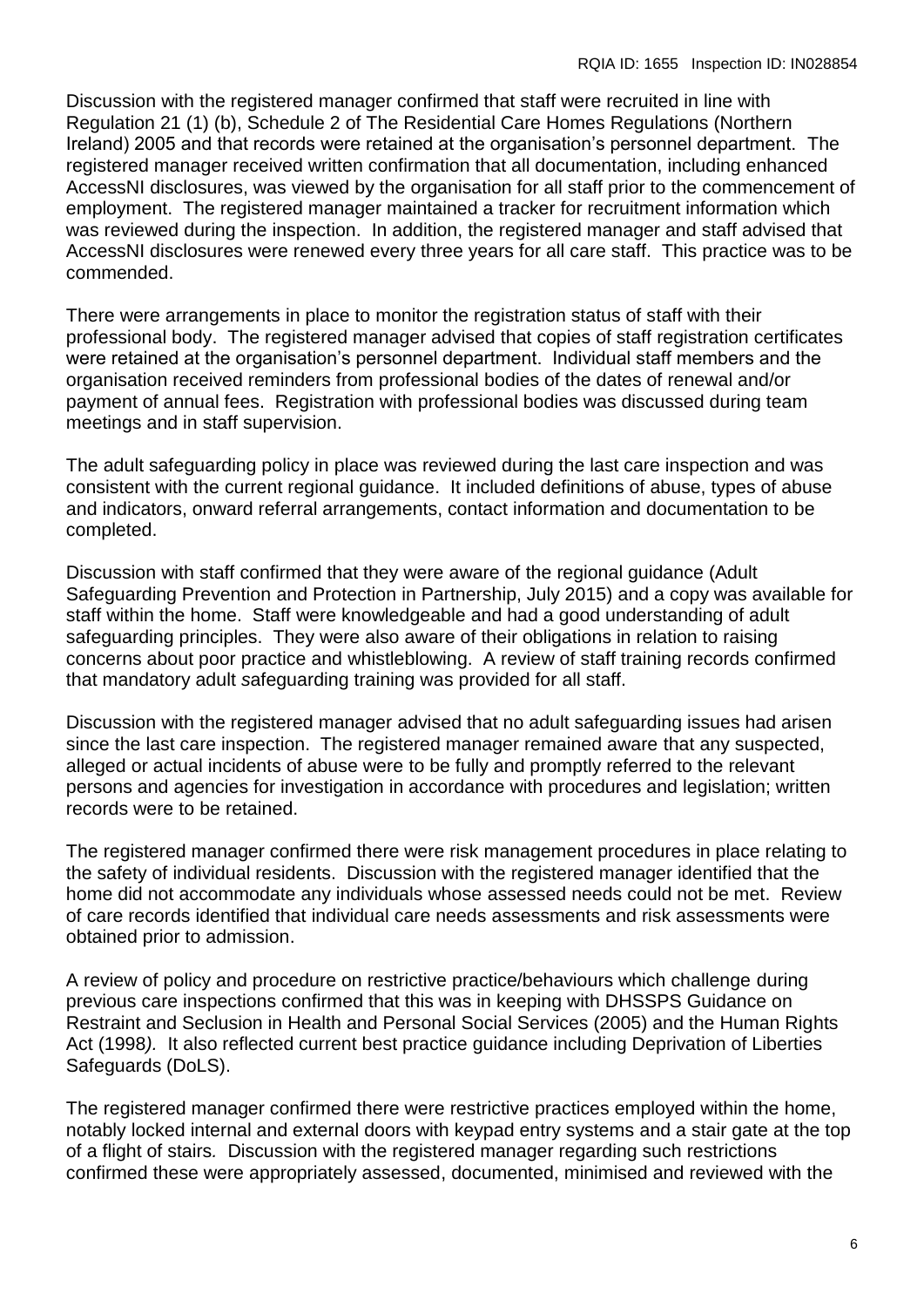Discussion with the registered manager confirmed that staff were recruited in line with Regulation 21 (1) (b), Schedule 2 of The Residential Care Homes Regulations (Northern Ireland) 2005 and that records were retained at the organisation's personnel department. The registered manager received written confirmation that all documentation, including enhanced AccessNI disclosures, was viewed by the organisation for all staff prior to the commencement of employment. The registered manager maintained a tracker for recruitment information which was reviewed during the inspection. In addition, the registered manager and staff advised that AccessNI disclosures were renewed every three years for all care staff. This practice was to be commended.

There were arrangements in place to monitor the registration status of staff with their professional body. The registered manager advised that copies of staff registration certificates were retained at the organisation's personnel department. Individual staff members and the organisation received reminders from professional bodies of the dates of renewal and/or payment of annual fees. Registration with professional bodies was discussed during team meetings and in staff supervision.

The adult safeguarding policy in place was reviewed during the last care inspection and was consistent with the current regional guidance. It included definitions of abuse, types of abuse and indicators, onward referral arrangements, contact information and documentation to be completed.

Discussion with staff confirmed that they were aware of the regional guidance (Adult Safeguarding Prevention and Protection in Partnership, July 2015) and a copy was available for staff within the home. Staff were knowledgeable and had a good understanding of adult safeguarding principles. They were also aware of their obligations in relation to raising concerns about poor practice and whistleblowing. A review of staff training records confirmed that mandatory adult safeguarding training was provided for all staff.

Discussion with the registered manager advised that no adult safeguarding issues had arisen since the last care inspection. The registered manager remained aware that any suspected, alleged or actual incidents of abuse were to be fully and promptly referred to the relevant persons and agencies for investigation in accordance with procedures and legislation; written records were to be retained.

The registered manager confirmed there were risk management procedures in place relating to the safety of individual residents. Discussion with the registered manager identified that the home did not accommodate any individuals whose assessed needs could not be met. Review of care records identified that individual care needs assessments and risk assessments were obtained prior to admission.

A review of policy and procedure on restrictive practice/behaviours which challenge during previous care inspections confirmed that this was in keeping with DHSSPS Guidance on Restraint and Seclusion in Health and Personal Social Services (2005) and the Human Rights Act (1998*)*. It also reflected current best practice guidance including Deprivation of Liberties Safeguards (DoLS).

The registered manager confirmed there were restrictive practices employed within the home, notably locked internal and external doors with keypad entry systems and a stair gate at the top of a flight of stairs*.* Discussion with the registered manager regarding such restrictions confirmed these were appropriately assessed, documented, minimised and reviewed with the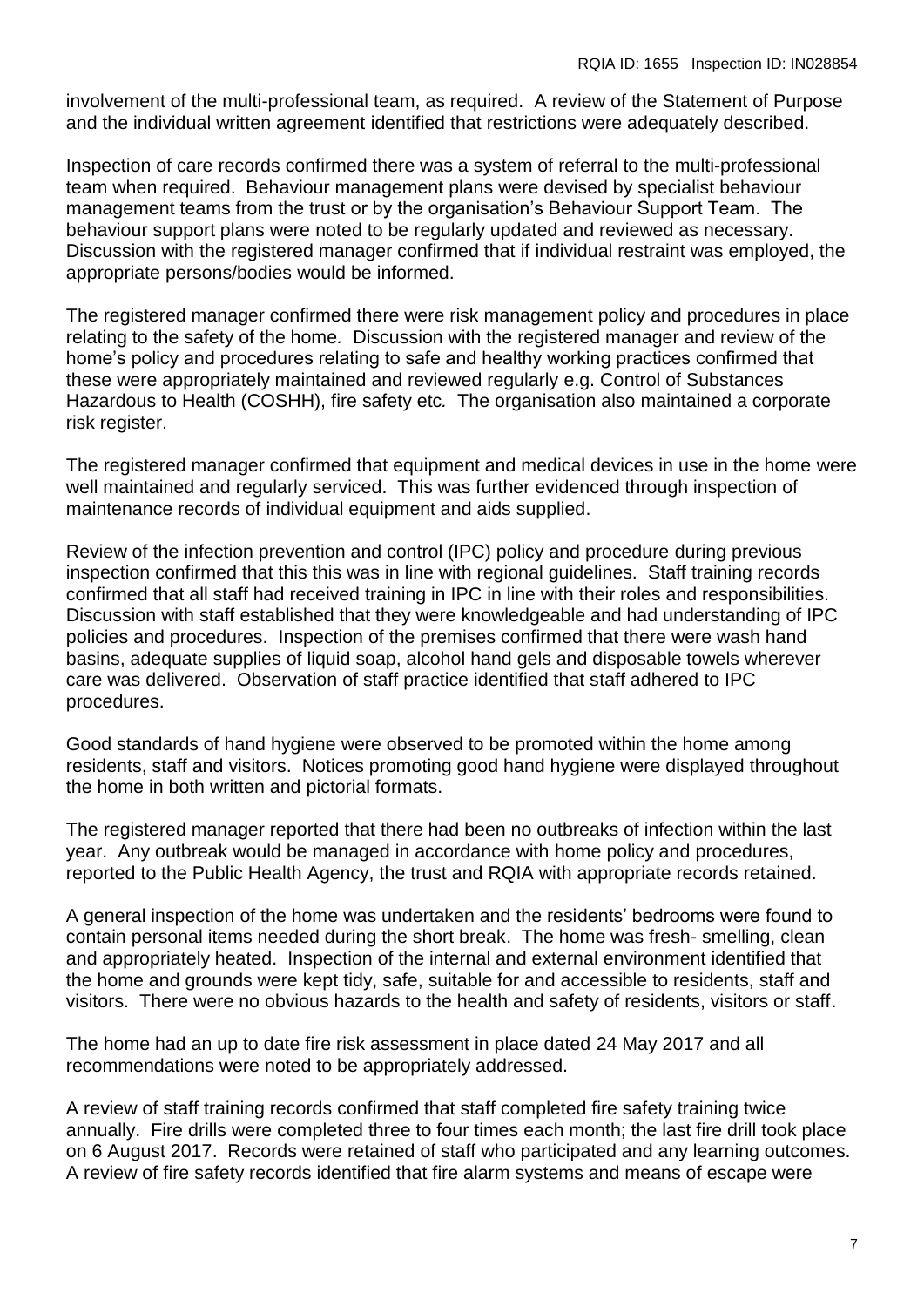involvement of the multi-professional team, as required. A review of the Statement of Purpose and the individual written agreement identified that restrictions were adequately described.

Inspection of care records confirmed there was a system of referral to the multi-professional team when required. Behaviour management plans were devised by specialist behaviour management teams from the trust or by the organisation's Behaviour Support Team. The behaviour support plans were noted to be regularly updated and reviewed as necessary. Discussion with the registered manager confirmed that if individual restraint was employed, the appropriate persons/bodies would be informed.

The registered manager confirmed there were risk management policy and procedures in place relating to the safety of the home. Discussion with the registered manager and review of the home's policy and procedures relating to safe and healthy working practices confirmed that these were appropriately maintained and reviewed regularly e.g. Control of Substances Hazardous to Health (COSHH), fire safety etc. The organisation also maintained a corporate risk register.

The registered manager confirmed that equipment and medical devices in use in the home were well maintained and regularly serviced. This was further evidenced through inspection of maintenance records of individual equipment and aids supplied.

Review of the infection prevention and control (IPC) policy and procedure during previous inspection confirmed that this this was in line with regional guidelines. Staff training records confirmed that all staff had received training in IPC in line with their roles and responsibilities. Discussion with staff established that they were knowledgeable and had understanding of IPC policies and procedures. Inspection of the premises confirmed that there were wash hand basins, adequate supplies of liquid soap, alcohol hand gels and disposable towels wherever care was delivered. Observation of staff practice identified that staff adhered to IPC procedures.

Good standards of hand hygiene were observed to be promoted within the home among residents, staff and visitors. Notices promoting good hand hygiene were displayed throughout the home in both written and pictorial formats.

The registered manager reported that there had been no outbreaks of infection within the last year. Any outbreak would be managed in accordance with home policy and procedures, reported to the Public Health Agency, the trust and RQIA with appropriate records retained.

A general inspection of the home was undertaken and the residents' bedrooms were found to contain personal items needed during the short break. The home was fresh- smelling, clean and appropriately heated. Inspection of the internal and external environment identified that the home and grounds were kept tidy, safe, suitable for and accessible to residents, staff and visitors. There were no obvious hazards to the health and safety of residents, visitors or staff.

The home had an up to date fire risk assessment in place dated 24 May 2017 and all recommendations were noted to be appropriately addressed.

A review of staff training records confirmed that staff completed fire safety training twice annually. Fire drills were completed three to four times each month; the last fire drill took place on 6 August 2017. Records were retained of staff who participated and any learning outcomes. A review of fire safety records identified that fire alarm systems and means of escape were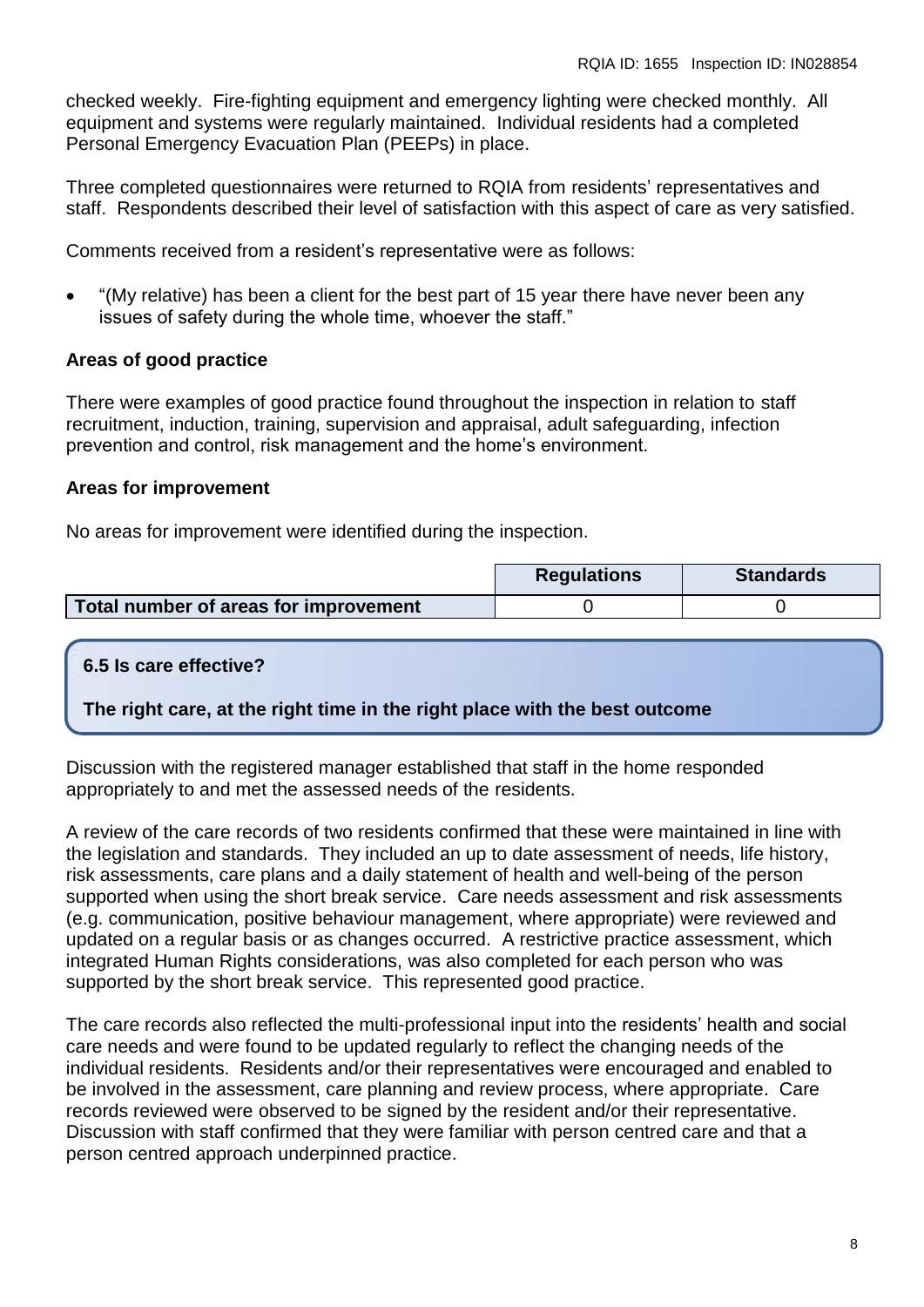checked weekly. Fire-fighting equipment and emergency lighting were checked monthly. All equipment and systems were regularly maintained. Individual residents had a completed Personal Emergency Evacuation Plan (PEEPs) in place.

Three completed questionnaires were returned to RQIA from residents' representatives and staff. Respondents described their level of satisfaction with this aspect of care as very satisfied.

Comments received from a resident's representative were as follows:

- "(My relative) has been a client for the best part of 15 year there have never been any issues of safety during the whole time, whoever the staff."

**Areas of good practice**

There were examples of good practice found throughout the inspection in relation to staff recruitment, induction, training, supervision and appraisal, adult safeguarding, infection prevention and control, risk management and the home's environment.

**Areas for improvement**

No areas for improvement were identified during the inspection.

| | Regulations | Standards |
|---|---|---|
| **Total number of areas for improvement** | 0 | 0 |

**6.5 Is care effective?**

**The right care, at the right time in the right place with the best outcome**

Discussion with the registered manager established that staff in the home responded appropriately to and met the assessed needs of the residents.

A review of the care records of two residents confirmed that these were maintained in line with the legislation and standards. They included an up to date assessment of needs, life history, risk assessments, care plans and a daily statement of health and well-being of the person supported when using the short break service. Care needs assessment and risk assessments (e.g. communication, positive behaviour management, where appropriate) were reviewed and updated on a regular basis or as changes occurred. A restrictive practice assessment, which integrated Human Rights considerations, was also completed for each person who was supported by the short break service. This represented good practice.

The care records also reflected the multi-professional input into the residents' health and social care needs and were found to be updated regularly to reflect the changing needs of the individual residents. Residents and/or their representatives were encouraged and enabled to be involved in the assessment, care planning and review process, where appropriate. Care records reviewed were observed to be signed by the resident and/or their representative. Discussion with staff confirmed that they were familiar with person centred care and that a person centred approach underpinned practice.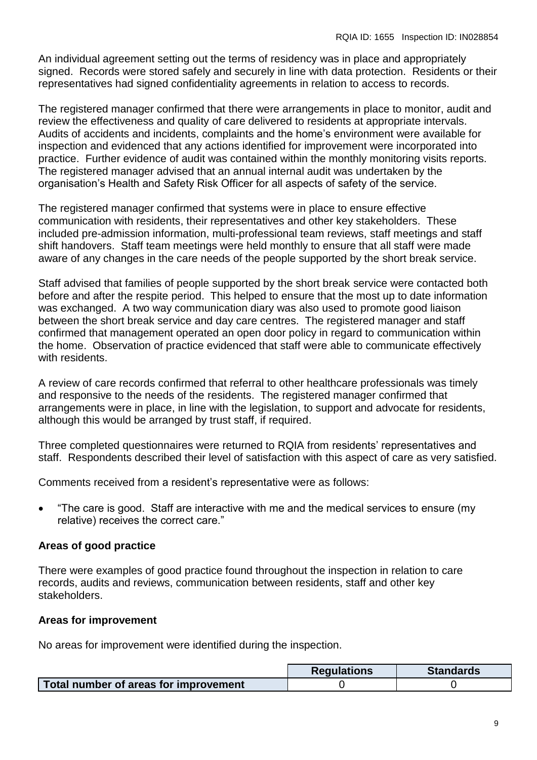An individual agreement setting out the terms of residency was in place and appropriately signed. Records were stored safely and securely in line with data protection. Residents or their representatives had signed confidentiality agreements in relation to access to records.

The registered manager confirmed that there were arrangements in place to monitor, audit and review the effectiveness and quality of care delivered to residents at appropriate intervals. Audits of accidents and incidents, complaints and the home's environment were available for inspection and evidenced that any actions identified for improvement were incorporated into practice. Further evidence of audit was contained within the monthly monitoring visits reports. The registered manager advised that an annual internal audit was undertaken by the organisation's Health and Safety Risk Officer for all aspects of safety of the service.

The registered manager confirmed that systems were in place to ensure effective communication with residents, their representatives and other key stakeholders. These included pre-admission information, multi-professional team reviews, staff meetings and staff shift handovers. Staff team meetings were held monthly to ensure that all staff were made aware of any changes in the care needs of the people supported by the short break service.

Staff advised that families of people supported by the short break service were contacted both before and after the respite period. This helped to ensure that the most up to date information was exchanged. A two way communication diary was also used to promote good liaison between the short break service and day care centres. The registered manager and staff confirmed that management operated an open door policy in regard to communication within the home. Observation of practice evidenced that staff were able to communicate effectively with residents.

A review of care records confirmed that referral to other healthcare professionals was timely and responsive to the needs of the residents. The registered manager confirmed that arrangements were in place, in line with the legislation, to support and advocate for residents, although this would be arranged by trust staff, if required.

Three completed questionnaires were returned to RQIA from residents' representatives and staff. Respondents described their level of satisfaction with this aspect of care as very satisfied.

Comments received from a resident's representative were as follows:

- "The care is good. Staff are interactive with me and the medical services to ensure (my relative) receives the correct care."

**Areas of good practice**

There were examples of good practice found throughout the inspection in relation to care records, audits and reviews, communication between residents, staff and other key stakeholders.

**Areas for improvement**

No areas for improvement were identified during the inspection.

| | Regulations | Standards |
|---|---|---|
| **Total number of areas for improvement** | 0 | 0 |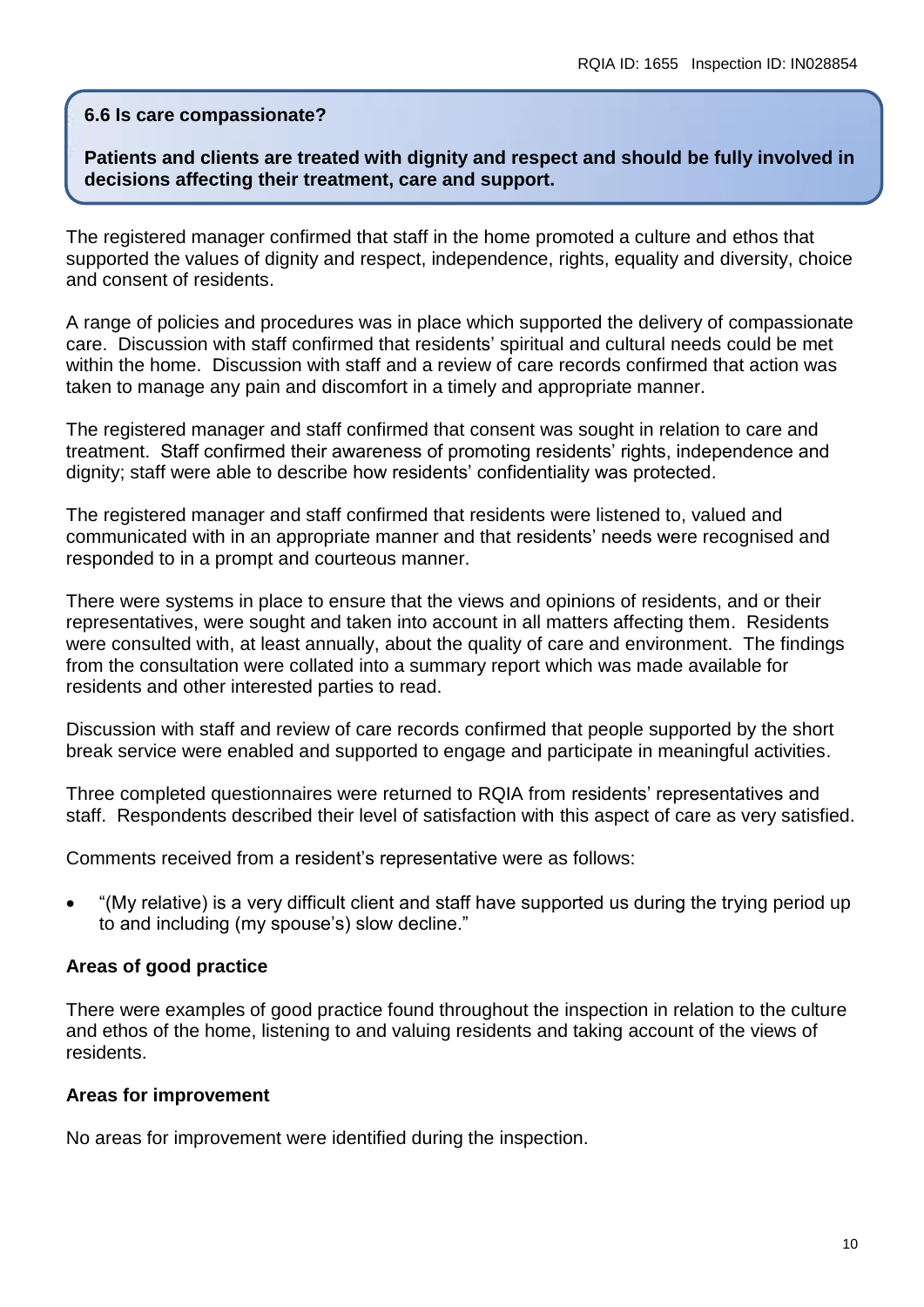### 6.6 Is care compassionate?

**Patients and clients are treated with dignity and respect and should be fully involved in decisions affecting their treatment, care and support.**

The registered manager confirmed that staff in the home promoted a culture and ethos that supported the values of dignity and respect, independence, rights, equality and diversity, choice and consent of residents.

A range of policies and procedures was in place which supported the delivery of compassionate care. Discussion with staff confirmed that residents' spiritual and cultural needs could be met within the home. Discussion with staff and a review of care records confirmed that action was taken to manage any pain and discomfort in a timely and appropriate manner.

The registered manager and staff confirmed that consent was sought in relation to care and treatment. Staff confirmed their awareness of promoting residents' rights, independence and dignity; staff were able to describe how residents' confidentiality was protected.

The registered manager and staff confirmed that residents were listened to, valued and communicated with in an appropriate manner and that residents' needs were recognised and responded to in a prompt and courteous manner.

There were systems in place to ensure that the views and opinions of residents, and or their representatives, were sought and taken into account in all matters affecting them. Residents were consulted with, at least annually, about the quality of care and environment. The findings from the consultation were collated into a summary report which was made available for residents and other interested parties to read.

Discussion with staff and review of care records confirmed that people supported by the short break service were enabled and supported to engage and participate in meaningful activities.

Three completed questionnaires were returned to RQIA from residents' representatives and staff. Respondents described their level of satisfaction with this aspect of care as very satisfied.

Comments received from a resident's representative were as follows:

- "(My relative) is a very difficult client and staff have supported us during the trying period up to and including (my spouse's) slow decline."

**Areas of good practice**

There were examples of good practice found throughout the inspection in relation to the culture and ethos of the home, listening to and valuing residents and taking account of the views of residents.

**Areas for improvement**

No areas for improvement were identified during the inspection.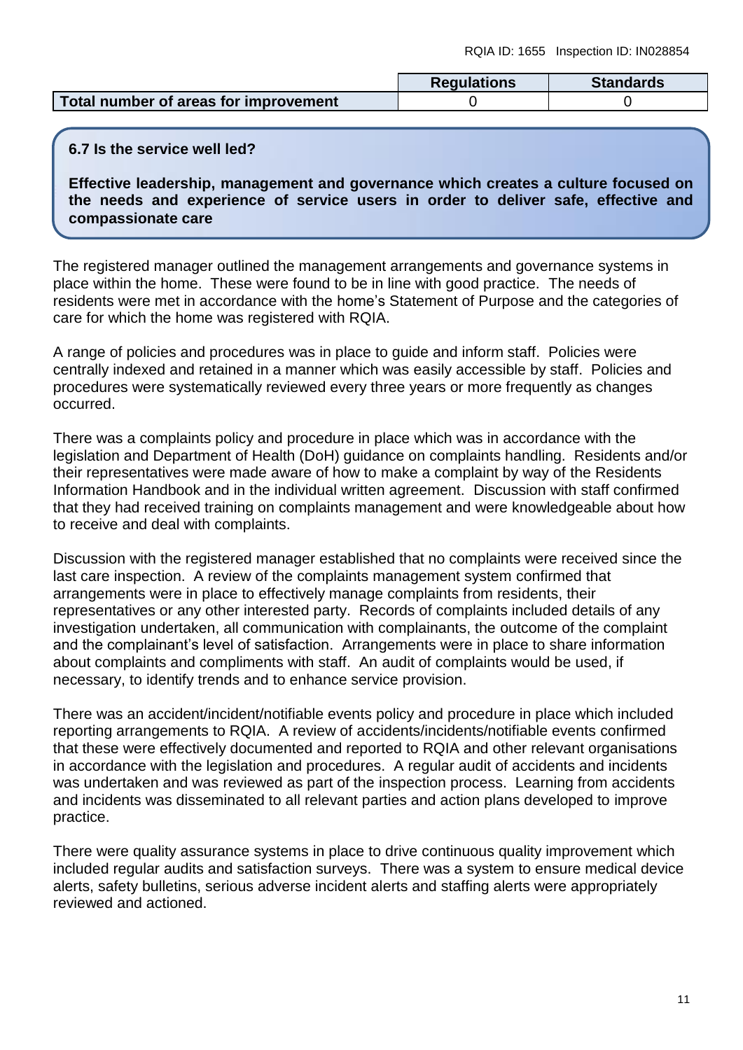| | Regulations | Standards |
|---|---|---|
| **Total number of areas for improvement** | 0 | 0 |

**6.7 Is the service well led?**

**Effective leadership, management and governance which creates a culture focused on the needs and experience of service users in order to deliver safe, effective and compassionate care**

The registered manager outlined the management arrangements and governance systems in place within the home. These were found to be in line with good practice. The needs of residents were met in accordance with the home's Statement of Purpose and the categories of care for which the home was registered with RQIA.

A range of policies and procedures was in place to guide and inform staff. Policies were centrally indexed and retained in a manner which was easily accessible by staff. Policies and procedures were systematically reviewed every three years or more frequently as changes occurred.

There was a complaints policy and procedure in place which was in accordance with the legislation and Department of Health (DoH) guidance on complaints handling. Residents and/or their representatives were made aware of how to make a complaint by way of the Residents Information Handbook and in the individual written agreement. Discussion with staff confirmed that they had received training on complaints management and were knowledgeable about how to receive and deal with complaints.

Discussion with the registered manager established that no complaints were received since the last care inspection. A review of the complaints management system confirmed that arrangements were in place to effectively manage complaints from residents, their representatives or any other interested party. Records of complaints included details of any investigation undertaken, all communication with complainants, the outcome of the complaint and the complainant's level of satisfaction. Arrangements were in place to share information about complaints and compliments with staff. An audit of complaints would be used, if necessary, to identify trends and to enhance service provision.

There was an accident/incident/notifiable events policy and procedure in place which included reporting arrangements to RQIA. A review of accidents/incidents/notifiable events confirmed that these were effectively documented and reported to RQIA and other relevant organisations in accordance with the legislation and procedures. A regular audit of accidents and incidents was undertaken and was reviewed as part of the inspection process. Learning from accidents and incidents was disseminated to all relevant parties and action plans developed to improve practice.

There were quality assurance systems in place to drive continuous quality improvement which included regular audits and satisfaction surveys. There was a system to ensure medical device alerts, safety bulletins, serious adverse incident alerts and staffing alerts were appropriately reviewed and actioned.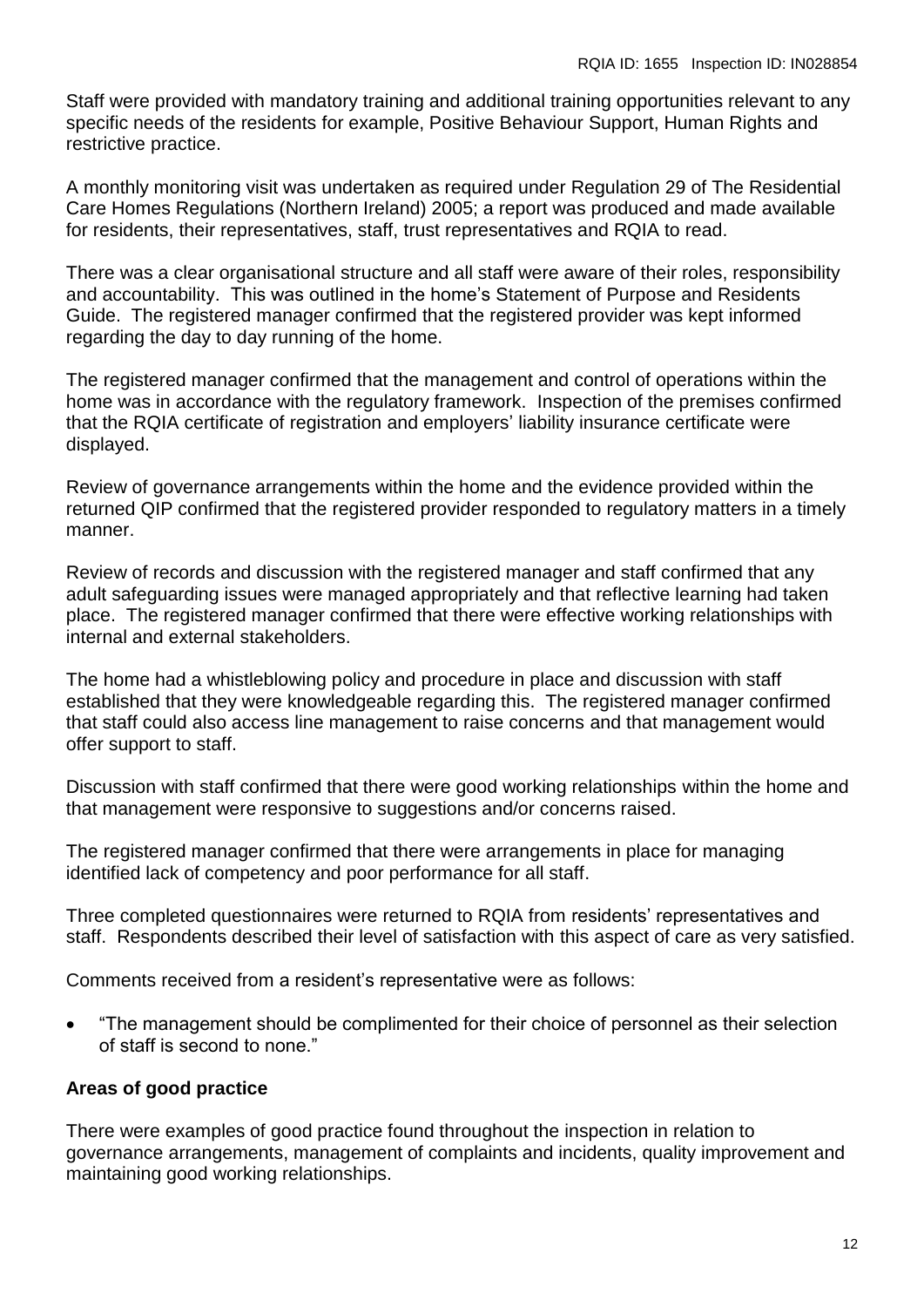Staff were provided with mandatory training and additional training opportunities relevant to any specific needs of the residents for example, Positive Behaviour Support, Human Rights and restrictive practice.

A monthly monitoring visit was undertaken as required under Regulation 29 of The Residential Care Homes Regulations (Northern Ireland) 2005; a report was produced and made available for residents, their representatives, staff, trust representatives and RQIA to read.

There was a clear organisational structure and all staff were aware of their roles, responsibility and accountability. This was outlined in the home's Statement of Purpose and Residents Guide. The registered manager confirmed that the registered provider was kept informed regarding the day to day running of the home.

The registered manager confirmed that the management and control of operations within the home was in accordance with the regulatory framework. Inspection of the premises confirmed that the RQIA certificate of registration and employers' liability insurance certificate were displayed.

Review of governance arrangements within the home and the evidence provided within the returned QIP confirmed that the registered provider responded to regulatory matters in a timely manner.

Review of records and discussion with the registered manager and staff confirmed that any adult safeguarding issues were managed appropriately and that reflective learning had taken place. The registered manager confirmed that there were effective working relationships with internal and external stakeholders.

The home had a whistleblowing policy and procedure in place and discussion with staff established that they were knowledgeable regarding this. The registered manager confirmed that staff could also access line management to raise concerns and that management would offer support to staff.

Discussion with staff confirmed that there were good working relationships within the home and that management were responsive to suggestions and/or concerns raised.

The registered manager confirmed that there were arrangements in place for managing identified lack of competency and poor performance for all staff.

Three completed questionnaires were returned to RQIA from residents' representatives and staff. Respondents described their level of satisfaction with this aspect of care as very satisfied.

Comments received from a resident's representative were as follows:

- "The management should be complimented for their choice of personnel as their selection of staff is second to none."

**Areas of good practice**

There were examples of good practice found throughout the inspection in relation to governance arrangements, management of complaints and incidents, quality improvement and maintaining good working relationships.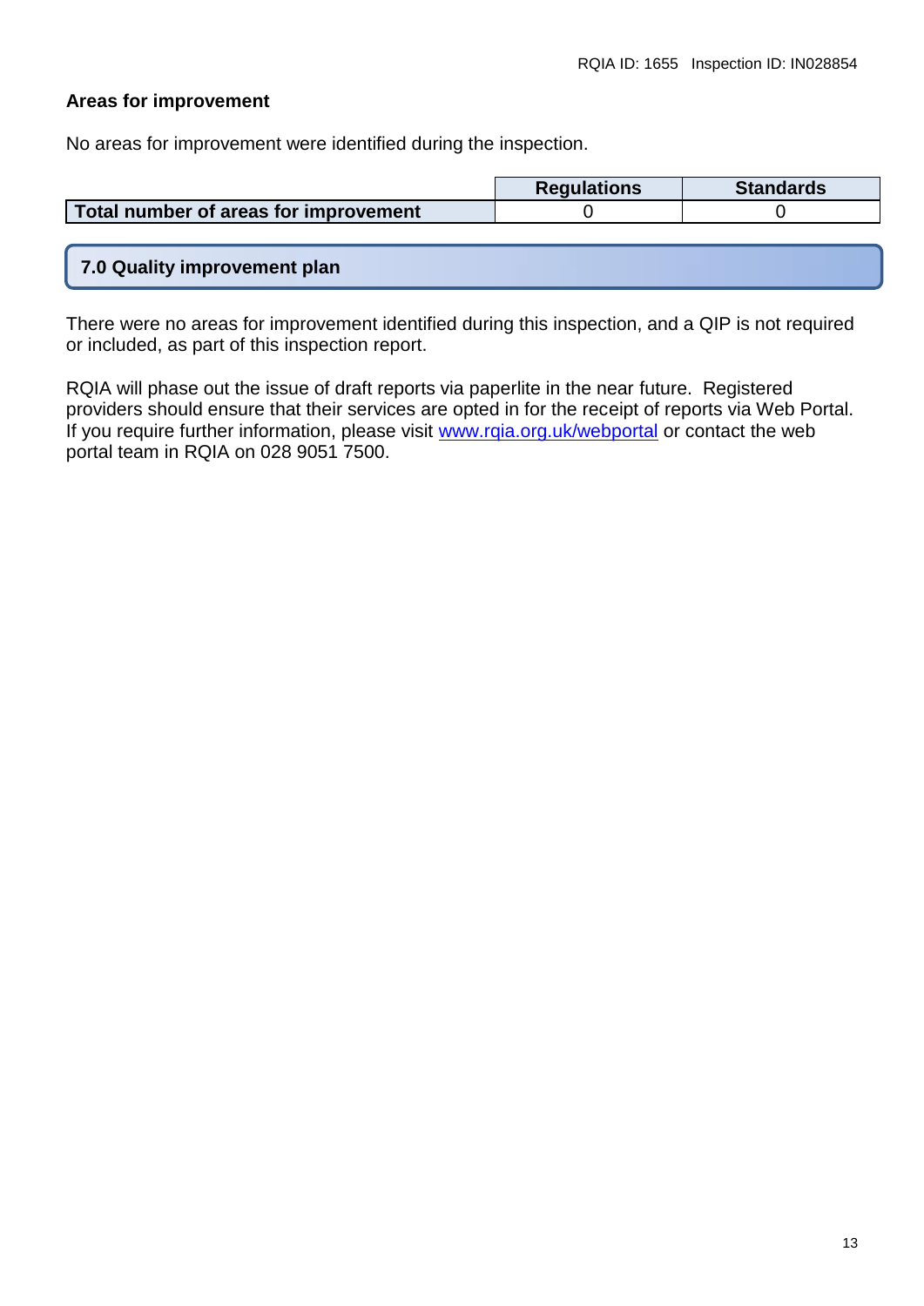**Areas for improvement**

No areas for improvement were identified during the inspection.

| | Regulations | Standards |
|---|---|---|
| **Total number of areas for improvement** | 0 | 0 |

## 7.0 Quality improvement plan

There were no areas for improvement identified during this inspection, and a QIP is not required or included, as part of this inspection report.

RQIA will phase out the issue of draft reports via paperlite in the near future. Registered providers should ensure that their services are opted in for the receipt of reports via Web Portal. If you require further information, please visit www.rqia.org.uk/webportal or contact the web portal team in RQIA on 028 9051 7500.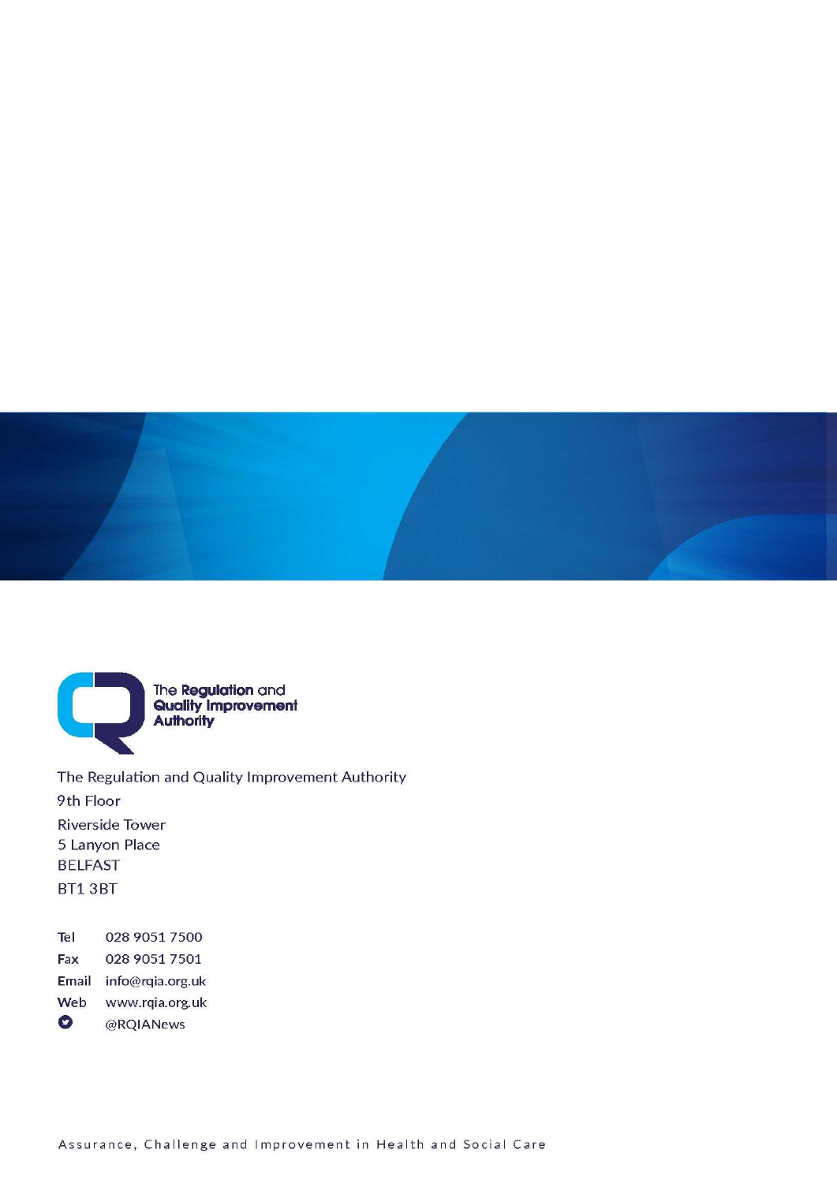The **Regulation** and **Quality Improvement Authority**

The Regulation and Quality Improvement Authority
9th Floor
Riverside Tower
5 Lanyon Place
BELFAST
BT1 3BT

| | |
|---|---|
| Tel | 028 9051 7500 |
| Fax | 028 9051 7501 |
| Email | info@rqia.org.uk |
| Web | www.rqia.org.uk |
| | @RQIANews |

Assurance, Challenge and Improvement in Health and Social Care